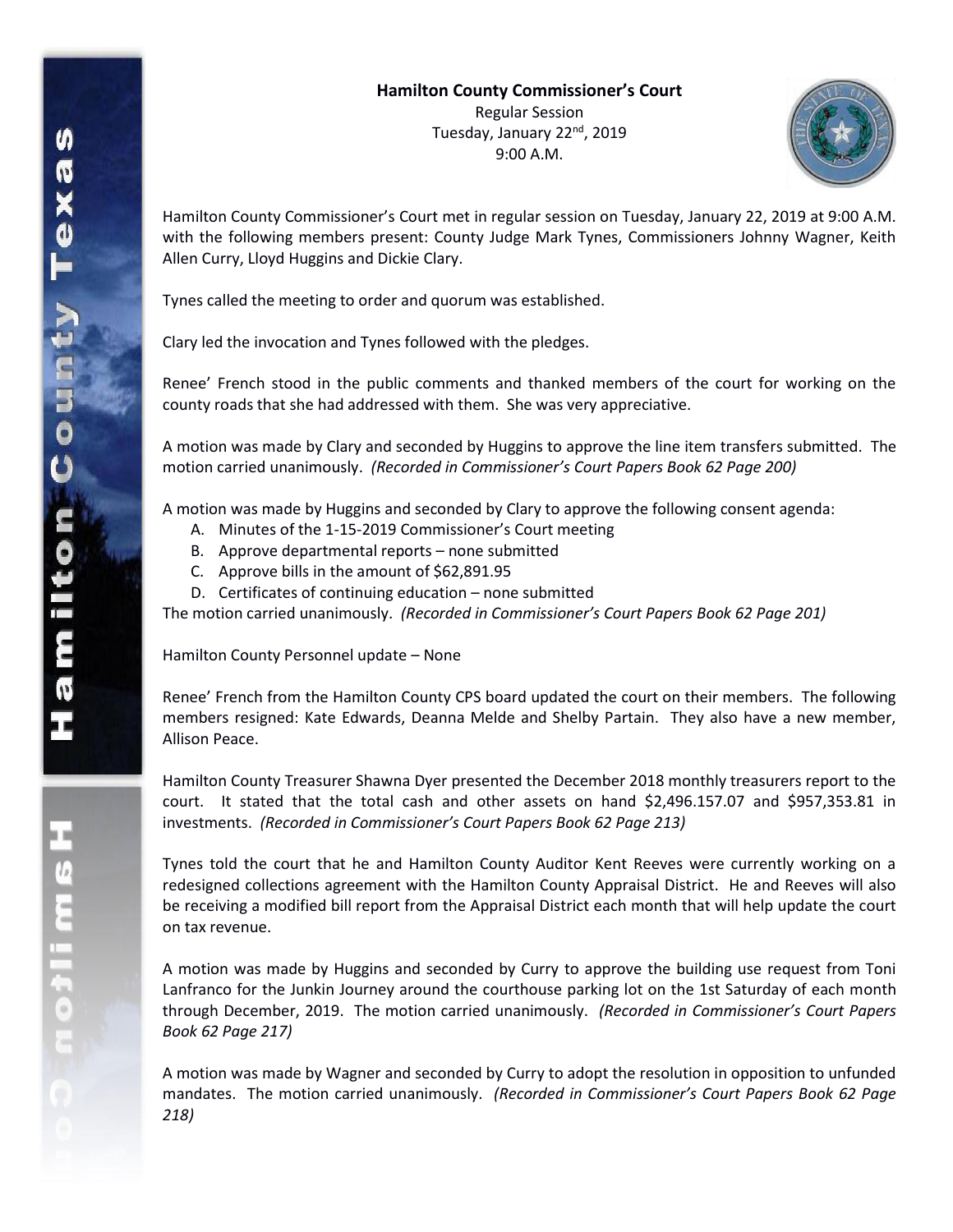**Hamilton County Commissioner's Court**
Regular Session
Tuesday, January 22nd, 2019
9:00 A.M.

Hamilton County Commissioner's Court met in regular session on Tuesday, January 22, 2019 at 9:00 A.M. with the following members present: County Judge Mark Tynes, Commissioners Johnny Wagner, Keith Allen Curry, Lloyd Huggins and Dickie Clary.

Tynes called the meeting to order and quorum was established.

Clary led the invocation and Tynes followed with the pledges.

Renee' French stood in the public comments and thanked members of the court for working on the county roads that she had addressed with them. She was very appreciative.

A motion was made by Clary and seconded by Huggins to approve the line item transfers submitted. The motion carried unanimously. *(Recorded in Commissioner's Court Papers Book 62 Page 200)*

A motion was made by Huggins and seconded by Clary to approve the following consent agenda:

A. Minutes of the 1-15-2019 Commissioner's Court meeting
B. Approve departmental reports – none submitted
C. Approve bills in the amount of $62,891.95
D. Certificates of continuing education – none submitted

The motion carried unanimously. *(Recorded in Commissioner's Court Papers Book 62 Page 201)*

Hamilton County Personnel update – None

Renee' French from the Hamilton County CPS board updated the court on their members. The following members resigned: Kate Edwards, Deanna Melde and Shelby Partain. They also have a new member, Allison Peace.

Hamilton County Treasurer Shawna Dyer presented the December 2018 monthly treasurers report to the court. It stated that the total cash and other assets on hand $2,496.157.07 and $957,353.81 in investments. *(Recorded in Commissioner's Court Papers Book 62 Page 213)*

Tynes told the court that he and Hamilton County Auditor Kent Reeves were currently working on a redesigned collections agreement with the Hamilton County Appraisal District. He and Reeves will also be receiving a modified bill report from the Appraisal District each month that will help update the court on tax revenue.

A motion was made by Huggins and seconded by Curry to approve the building use request from Toni Lanfranco for the Junkin Journey around the courthouse parking lot on the 1st Saturday of each month through December, 2019. The motion carried unanimously. *(Recorded in Commissioner's Court Papers Book 62 Page 217)*

A motion was made by Wagner and seconded by Curry to adopt the resolution in opposition to unfunded mandates. The motion carried unanimously. *(Recorded in Commissioner's Court Papers Book 62 Page 218)*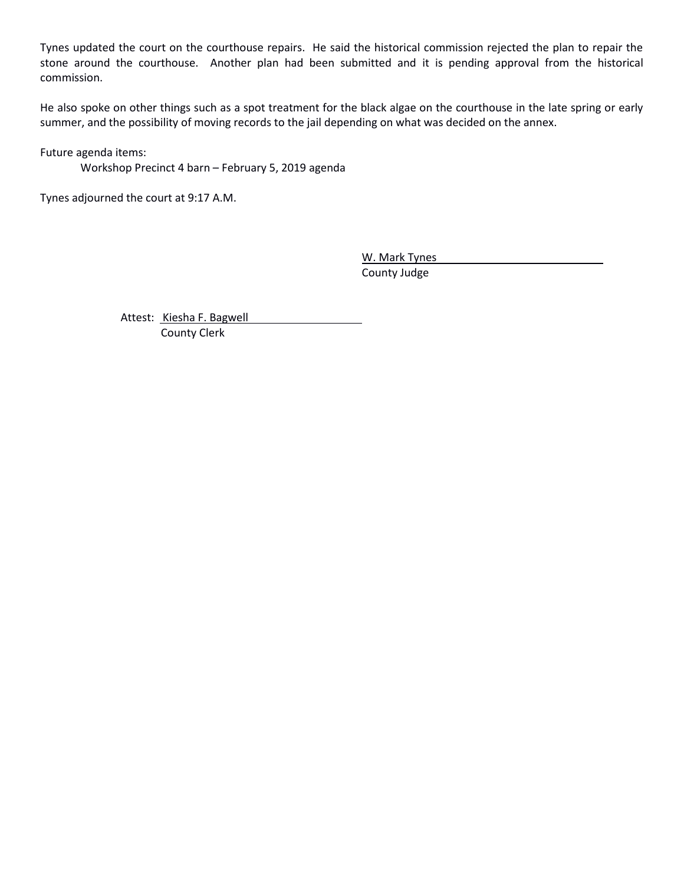Tynes updated the court on the courthouse repairs. He said the historical commission rejected the plan to repair the stone around the courthouse. Another plan had been submitted and it is pending approval from the historical commission.

He also spoke on other things such as a spot treatment for the black algae on the courthouse in the late spring or early summer, and the possibility of moving records to the jail depending on what was decided on the annex.

Future agenda items:

Workshop Precinct 4 barn – February 5, 2019 agenda

Tynes adjourned the court at 9:17 A.M.

W. Mark Tynes
County Judge

Attest: Kiesha F. Bagwell
County Clerk